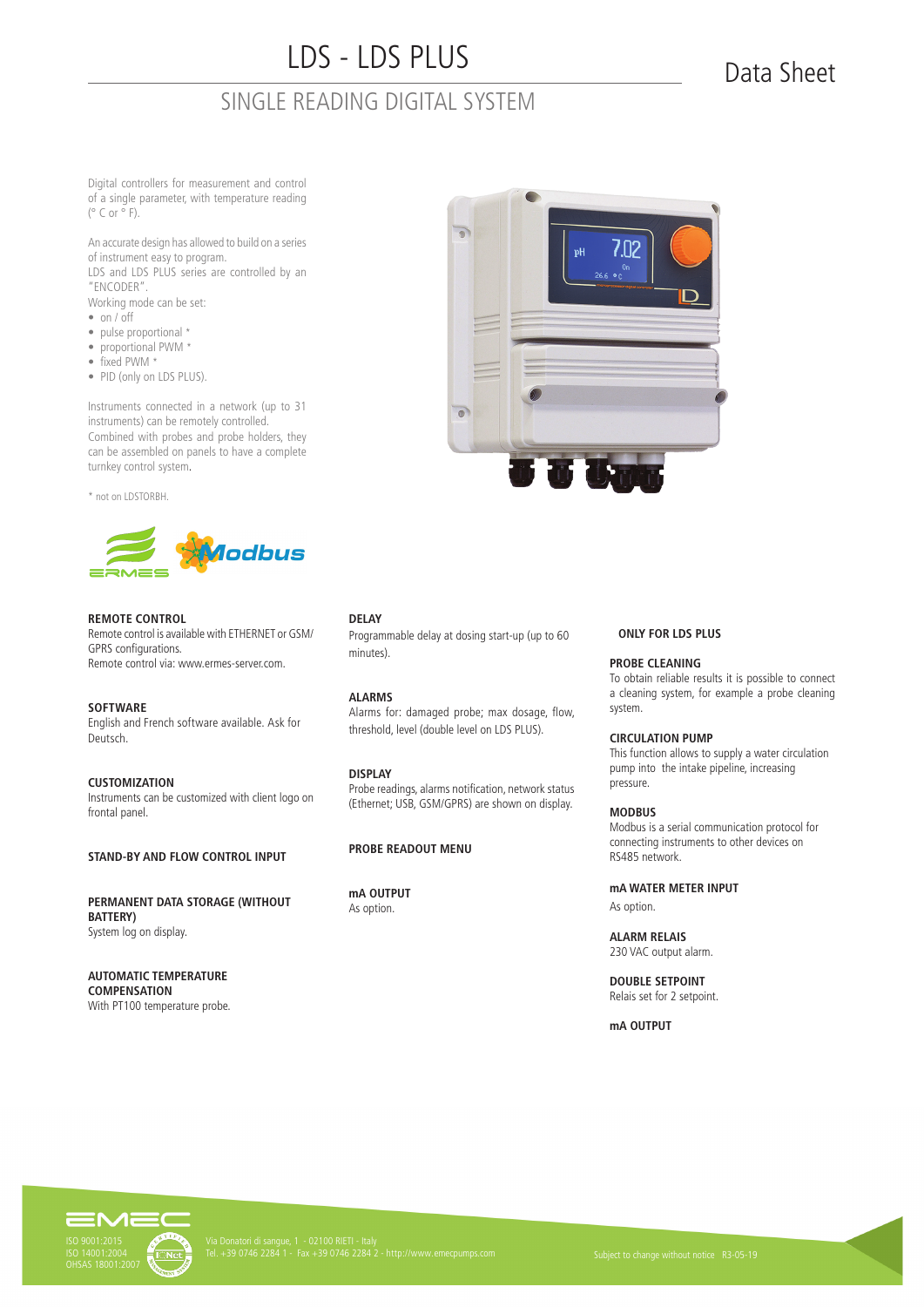# LDS - LDS PLUS

## SINGLE READING DIGITAL SYSTEM

Data Sheet

Digital controllers for measurement and control of a single parameter, with temperature reading (° C or ° F).

An accurate design has allowed to build on a series of instrument easy to program.
LDS and LDS PLUS series are controlled by an "ENCODER".
Working mode can be set:

- on / off
- pulse proportional *
- proportional PWM *
- fixed PWM *
- PID (only on LDS PLUS).

Instruments connected in a network (up to 31 instruments) can be remotely controlled.
Combined with probes and probe holders, they can be assembled on panels to have a complete turnkey control system.

* not on LDSTORBH.

**REMOTE CONTROL**
Remote control is available with ETHERNET or GSM/GPRS configurations.
Remote control via: www.ermes-server.com.

**SOFTWARE**
English and French software available. Ask for Deutsch.

**CUSTOMIZATION**
Instruments can be customized with client logo on frontal panel.

**STAND-BY AND FLOW CONTROL INPUT**

**PERMANENT DATA STORAGE (WITHOUT BATTERY)**
System log on display.

**AUTOMATIC TEMPERATURE COMPENSATION**
With PT100 temperature probe.

**DELAY**
Programmable delay at dosing start-up (up to 60 minutes).

**ALARMS**
Alarms for: damaged probe; max dosage, flow, threshold, level (double level on LDS PLUS).

**DISPLAY**
Probe readings, alarms notification, network status (Ethernet; USB, GSM/GPRS) are shown on display.

**PROBE READOUT MENU**

**mA OUTPUT**
As option.

**ONLY FOR LDS PLUS**

**PROBE CLEANING**
To obtain reliable results it is possible to connect a cleaning system, for example a probe cleaning system.

**CIRCULATION PUMP**
This function allows to supply a water circulation pump into the intake pipeline, increasing pressure.

**MODBUS**
Modbus is a serial communication protocol for connecting instruments to other devices on RS485 network.

**mA WATER METER INPUT**
As option.

**ALARM RELAIS**
230 VAC output alarm.

**DOUBLE SETPOINT**
Relais set for 2 setpoint.

**mA OUTPUT**

ISO 9001:2015
ISO 14001:2004
OHSAS 18001:2007

Via Donatori di sangue, 1 - 02100 RIETI - Italy
Tel. +39 0746 2284 1 - Fax +39 0746 2284 2 - http://www.emecpumps.com

Subject to change without notice R3-05-19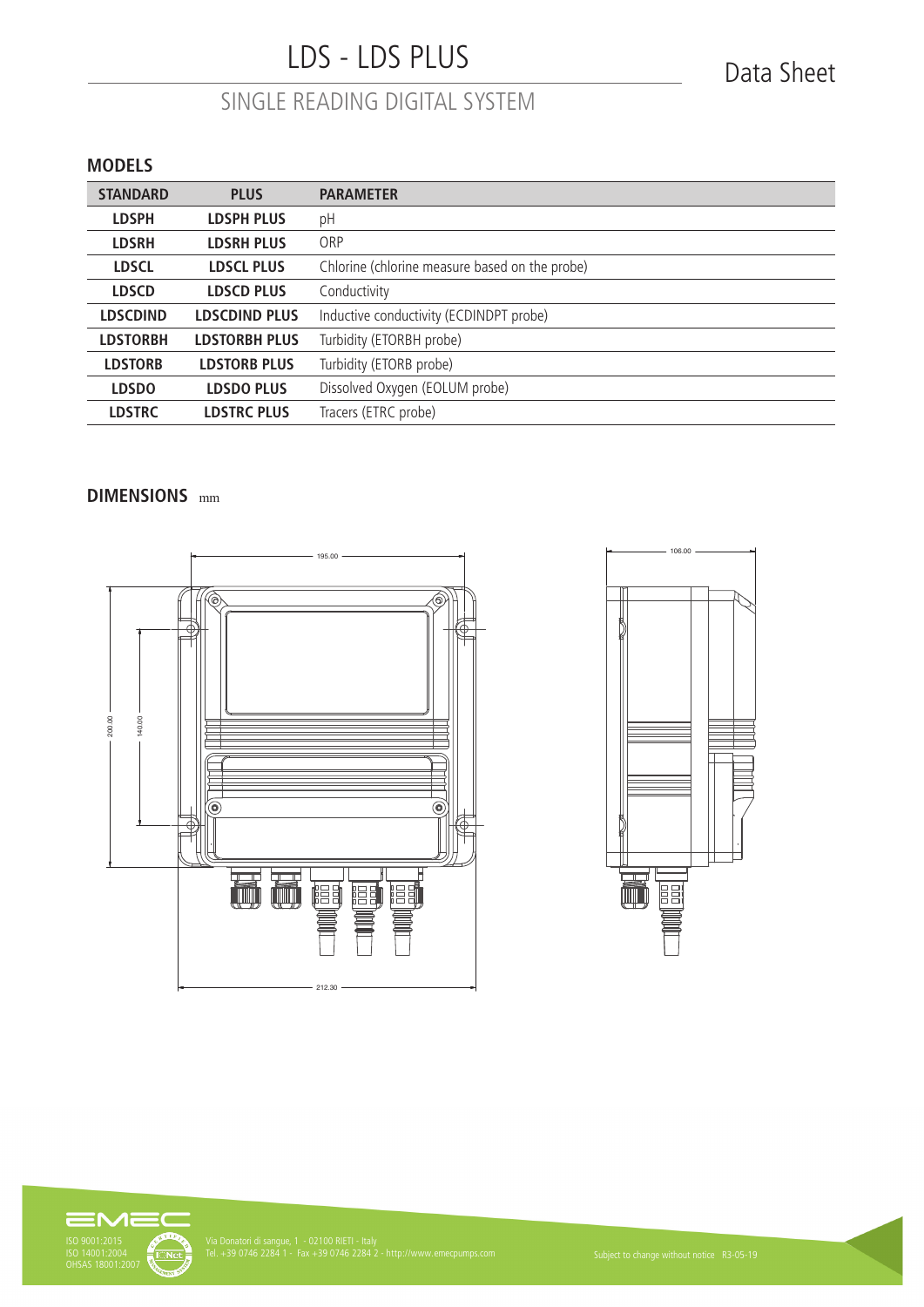# LDS - LDS PLUS

Data Sheet

## SINGLE READING DIGITAL SYSTEM

### MODELS

| STANDARD | PLUS | PARAMETER |
|---|---|---|
| LDSPH | LDSPH PLUS | pH |
| LDSRH | LDSRH PLUS | ORP |
| LDSCL | LDSCL PLUS | Chlorine (chlorine measure based on the probe) |
| LDSCD | LDSCD PLUS | Conductivity |
| LDSCDIND | LDSCDIND PLUS | Inductive conductivity (ECDINDPT probe) |
| LDSTORBH | LDSTORBH PLUS | Turbidity (ETORBH probe) |
| LDSTORB | LDSTORB PLUS | Turbidity (ETORB probe) |
| LDSDO | LDSDO PLUS | Dissolved Oxygen (EOLUM probe) |
| LDSTRC | LDSTRC PLUS | Tracers (ETRC probe) |

### DIMENSIONS mm

195.00

200.00

140.00

212.30

106.00

ISO 9001:2015
ISO 14001:2004
OHSAS 18001:2007

Via Donatori di sangue, 1 - 02100 RIETI - Italy
Tel. +39 0746 2284 1 - Fax +39 0746 2284 2 - http://www.emecpumps.com

Subject to change without notice R3-05-19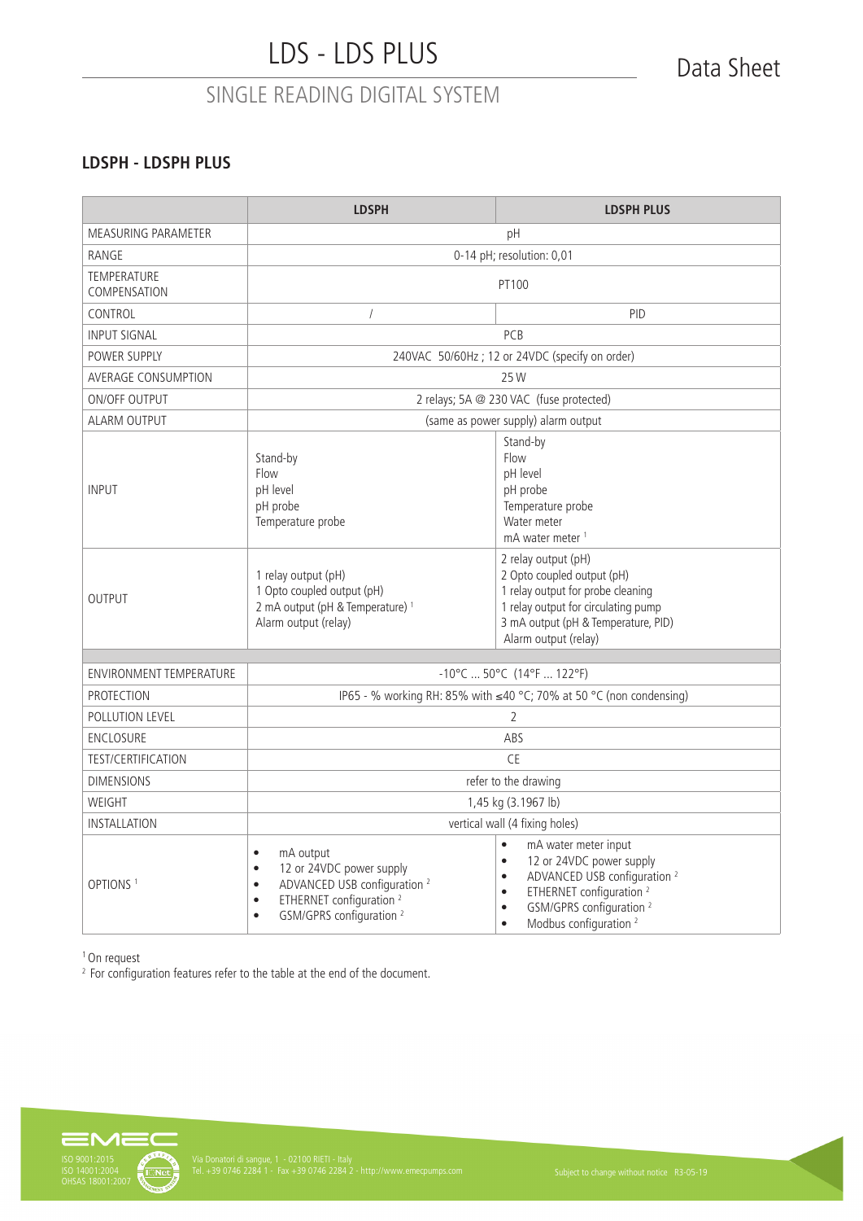# LDS - LDS PLUS

## SINGLE READING DIGITAL SYSTEM

### LDSPH - LDSPH PLUS

| | LDSPH | LDSPH PLUS |
|---|---|---|
| MEASURING PARAMETER | pH | |
| RANGE | 0-14 pH; resolution: 0,01 | |
| TEMPERATURE COMPENSATION | PT100 | |
| CONTROL | / | PID |
| INPUT SIGNAL | PCB | |
| POWER SUPPLY | 240VAC 50/60Hz ; 12 or 24VDC (specify on order) | |
| AVERAGE CONSUMPTION | 25 W | |
| ON/OFF OUTPUT | 2 relays; 5A @ 230 VAC (fuse protected) | |
| ALARM OUTPUT | (same as power supply) alarm output | |
| INPUT | Stand-by<br>Flow<br>pH level<br>pH probe<br>Temperature probe | Stand-by<br>Flow<br>pH level<br>pH probe<br>Temperature probe<br>Water meter<br>mA water meter [1] |
| OUTPUT | 1 relay output (pH)<br>1 Opto coupled output (pH)<br>2 mA output (pH & Temperature) [1]<br>Alarm output (relay) | 2 relay output (pH)<br>2 Opto coupled output (pH)<br>1 relay output for probe cleaning<br>1 relay output for circulating pump<br>3 mA output (pH & Temperature, PID)<br>Alarm output (relay) |
| ENVIRONMENT TEMPERATURE | -10°C ... 50°C (14°F ... 122°F) | |
| PROTECTION | IP65 - % working RH: 85% with ≤40 °C; 70% at 50 °C (non condensing) | |
| POLLUTION LEVEL | 2 | |
| ENCLOSURE | ABS | |
| TEST/CERTIFICATION | CE | |
| DIMENSIONS | refer to the drawing | |
| WEIGHT | 1,45 kg (3.1967 lb) | |
| INSTALLATION | vertical wall (4 fixing holes) | |
| OPTIONS [1] | • mA output<br>• 12 or 24VDC power supply<br>• ADVANCED USB configuration [2]<br>• ETHERNET configuration [2]<br>• GSM/GPRS configuration [2] | • mA water meter input<br>• 12 or 24VDC power supply<br>• ADVANCED USB configuration [2]<br>• ETHERNET configuration [2]<br>• GSM/GPRS configuration [2]<br>• Modbus configuration [2] |

[1] On request

[2] For configuration features refer to the table at the end of the document.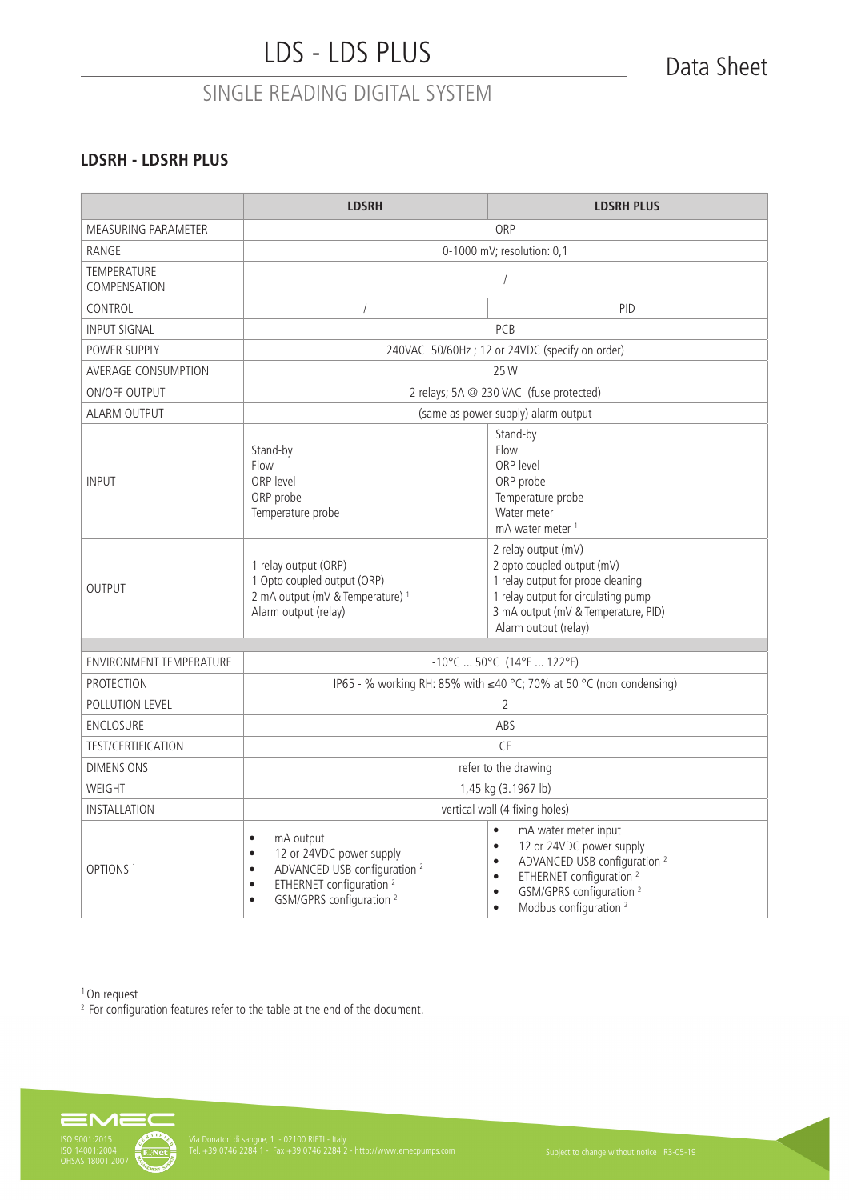## LDSRH - LDSRH PLUS

| | LDSRH | LDSRH PLUS |
|---|---|---|
| MEASURING PARAMETER | ORP | |
| RANGE | 0-1000 mV; resolution: 0,1 | |
| TEMPERATURE COMPENSATION | / | |
| CONTROL | / | PID |
| INPUT SIGNAL | PCB | |
| POWER SUPPLY | 240VAC 50/60Hz ; 12 or 24VDC (specify on order) | |
| AVERAGE CONSUMPTION | 25 W | |
| ON/OFF OUTPUT | 2 relays; 5A @ 230 VAC (fuse protected) | |
| ALARM OUTPUT | (same as power supply) alarm output | |
| INPUT | Stand-by<br>Flow<br>ORP level<br>ORP probe<br>Temperature probe | Stand-by<br>Flow<br>ORP level<br>ORP probe<br>Temperature probe<br>Water meter<br>mA water meter [1] |
| OUTPUT | 1 relay output (ORP)<br>1 Opto coupled output (ORP)<br>2 mA output (mV & Temperature) [1]<br>Alarm output (relay) | 2 relay output (mV)<br>2 opto coupled output (mV)<br>1 relay output for probe cleaning<br>1 relay output for circulating pump<br>3 mA output (mV & Temperature, PID)<br>Alarm output (relay) |
| | | |
| ENVIRONMENT TEMPERATURE | -10°C ... 50°C (14°F ... 122°F) | |
| PROTECTION | IP65 - % working RH: 85% with ≤40 °C; 70% at 50 °C (non condensing) | |
| POLLUTION LEVEL | 2 | |
| ENCLOSURE | ABS | |
| TEST/CERTIFICATION | CE | |
| DIMENSIONS | refer to the drawing | |
| WEIGHT | 1,45 kg (3.1967 lb) | |
| INSTALLATION | vertical wall (4 fixing holes) | |
| OPTIONS [1] | • mA output<br>• 12 or 24VDC power supply<br>• ADVANCED USB configuration [2]<br>• ETHERNET configuration [2]<br>• GSM/GPRS configuration [2] | • mA water meter input<br>• 12 or 24VDC power supply<br>• ADVANCED USB configuration [2]<br>• ETHERNET configuration [2]<br>• GSM/GPRS configuration [2]<br>• Modbus configuration [2] |

[1] On request

[2] For configuration features refer to the table at the end of the document.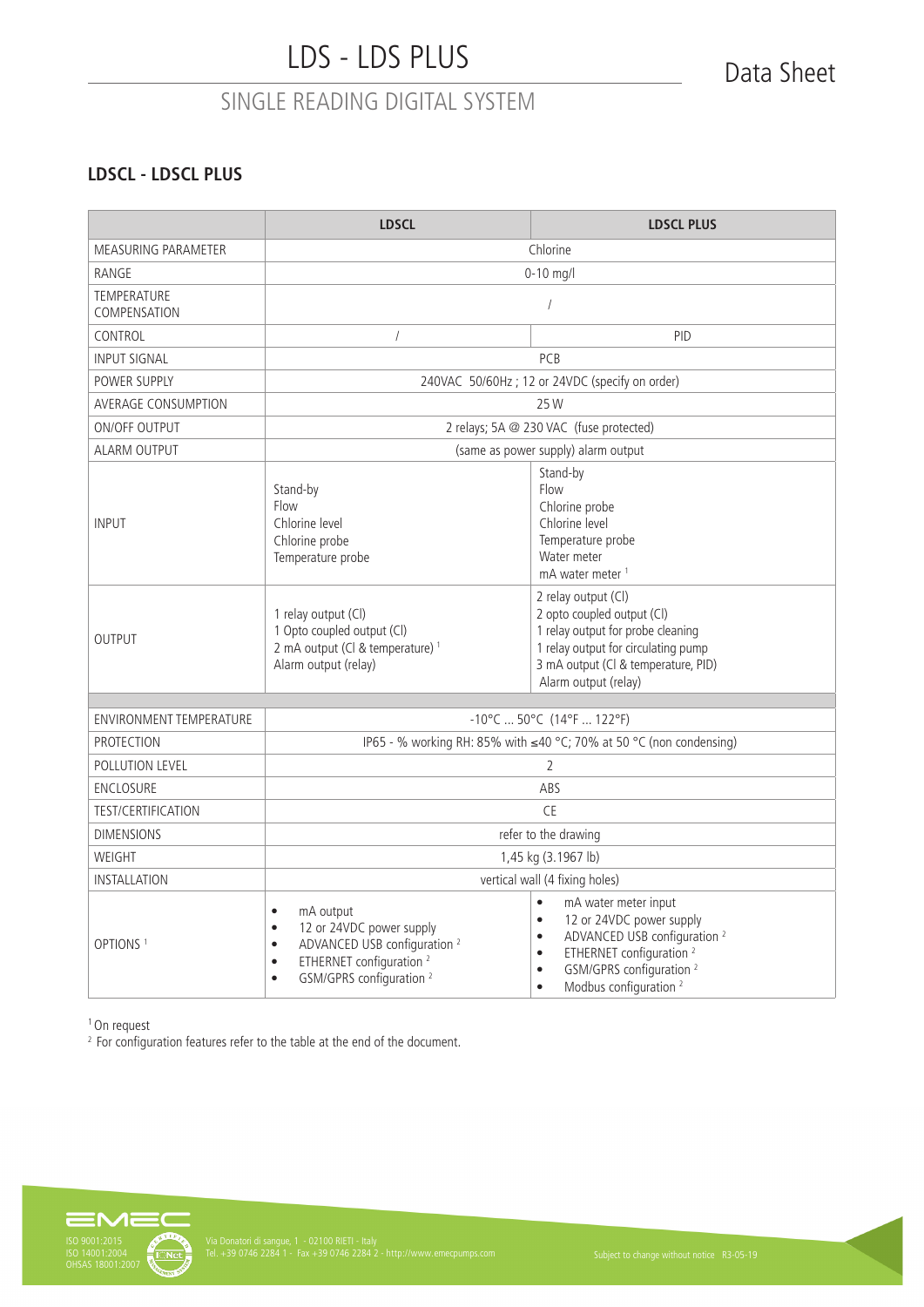## LDSCL - LDSCL PLUS

| | LDSCL | LDSCL PLUS |
|---|---|---|
| MEASURING PARAMETER | Chlorine | |
| RANGE | 0-10 mg/l | |
| TEMPERATURE COMPENSATION | / | |
| CONTROL | / | PID |
| INPUT SIGNAL | PCB | |
| POWER SUPPLY | 240VAC 50/60Hz ; 12 or 24VDC (specify on order) | |
| AVERAGE CONSUMPTION | 25 W | |
| ON/OFF OUTPUT | 2 relays; 5A @ 230 VAC (fuse protected) | |
| ALARM OUTPUT | (same as power supply) alarm output | |
| INPUT | Stand-by<br>Flow<br>Chlorine level<br>Chlorine probe<br>Temperature probe | Stand-by<br>Flow<br>Chlorine probe<br>Chlorine level<br>Temperature probe<br>Water meter<br>mA water meter [1] |
| OUTPUT | 1 relay output (Cl)<br>1 Opto coupled output (Cl)<br>2 mA output (Cl & temperature) [1]<br>Alarm output (relay) | 2 relay output (Cl)<br>2 opto coupled output (Cl)<br>1 relay output for probe cleaning<br>1 relay output for circulating pump<br>3 mA output (Cl & temperature, PID)<br>Alarm output (relay) |
| | | |
| ENVIRONMENT TEMPERATURE | -10°C ... 50°C (14°F ... 122°F) | |
| PROTECTION | IP65 - % working RH: 85% with ≤40 °C; 70% at 50 °C (non condensing) | |
| POLLUTION LEVEL | 2 | |
| ENCLOSURE | ABS | |
| TEST/CERTIFICATION | CE | |
| DIMENSIONS | refer to the drawing | |
| WEIGHT | 1,45 kg (3.1967 lb) | |
| INSTALLATION | vertical wall (4 fixing holes) | |
| OPTIONS [1] | • mA output<br>• 12 or 24VDC power supply<br>• ADVANCED USB configuration [2]<br>• ETHERNET configuration [2]<br>• GSM/GPRS configuration [2] | • mA water meter input<br>• 12 or 24VDC power supply<br>• ADVANCED USB configuration [2]<br>• ETHERNET configuration [2]<br>• GSM/GPRS configuration [2]<br>• Modbus configuration [2] |

[1] On request
[2] For configuration features refer to the table at the end of the document.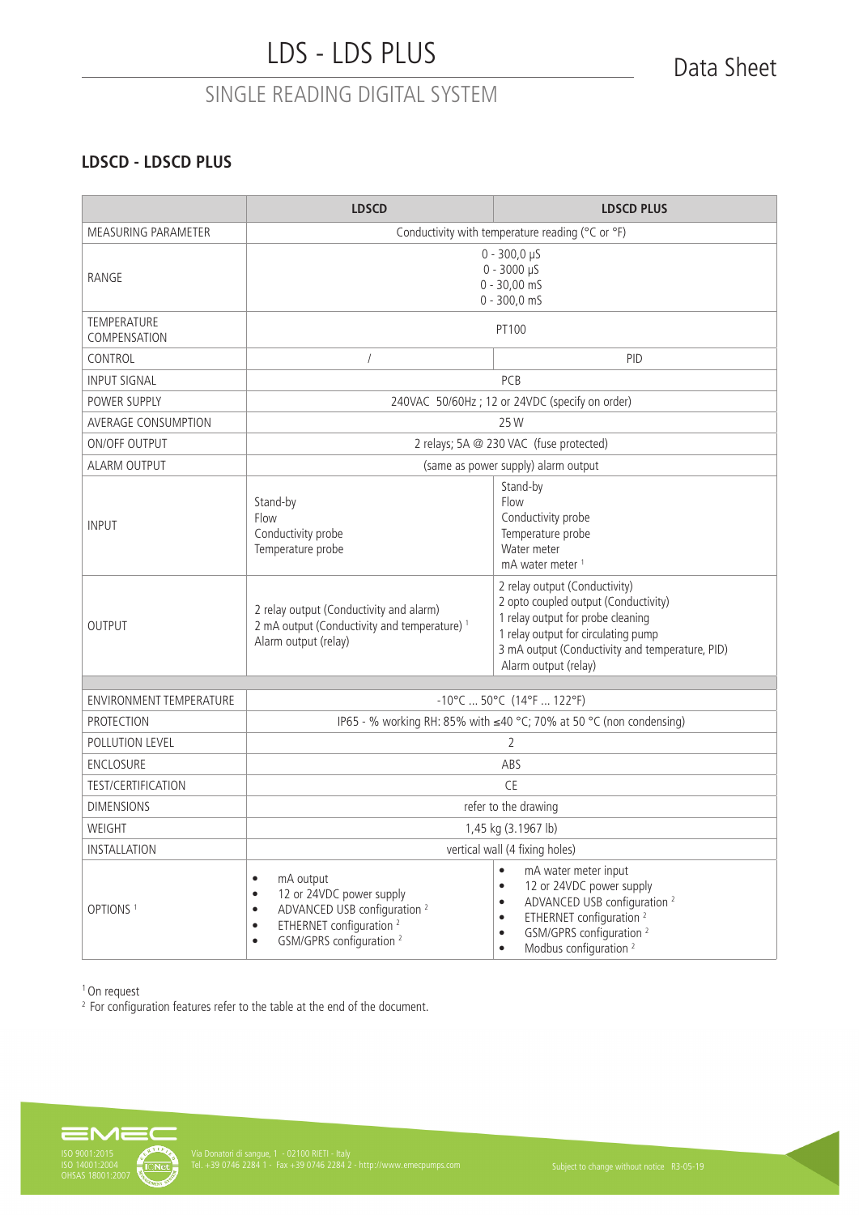# LDS - LDS PLUS

## SINGLE READING DIGITAL SYSTEM

### LDSCD - LDSCD PLUS

| | LDSCD | LDSCD PLUS |
|---|---|---|
| MEASURING PARAMETER | Conductivity with temperature reading (°C or °F) | |
| RANGE | 0 - 300,0 µS<br>0 - 3000 µS<br>0 - 30,00 mS<br>0 - 300,0 mS | |
| TEMPERATURE COMPENSATION | PT100 | |
| CONTROL | / | PID |
| INPUT SIGNAL | PCB | |
| POWER SUPPLY | 240VAC 50/60Hz ; 12 or 24VDC (specify on order) | |
| AVERAGE CONSUMPTION | 25 W | |
| ON/OFF OUTPUT | 2 relays; 5A @ 230 VAC (fuse protected) | |
| ALARM OUTPUT | (same as power supply) alarm output | |
| INPUT | Stand-by<br>Flow<br>Conductivity probe<br>Temperature probe | Stand-by<br>Flow<br>Conductivity probe<br>Temperature probe<br>Water meter<br>mA water meter [1] |
| OUTPUT | 2 relay output (Conductivity and alarm)<br>2 mA output (Conductivity and temperature) [1]<br>Alarm output (relay) | 2 relay output (Conductivity)<br>2 opto coupled output (Conductivity)<br>1 relay output for probe cleaning<br>1 relay output for circulating pump<br>3 mA output (Conductivity and temperature, PID)<br>Alarm output (relay) |
| ENVIRONMENT TEMPERATURE | -10°C ... 50°C (14°F ... 122°F) | |
| PROTECTION | IP65 - % working RH: 85% with ≤40 °C; 70% at 50 °C (non condensing) | |
| POLLUTION LEVEL | 2 | |
| ENCLOSURE | ABS | |
| TEST/CERTIFICATION | CE | |
| DIMENSIONS | refer to the drawing | |
| WEIGHT | 1,45 kg (3.1967 lb) | |
| INSTALLATION | vertical wall (4 fixing holes) | |
| OPTIONS [1] | • mA output<br>• 12 or 24VDC power supply<br>• ADVANCED USB configuration [2]<br>• ETHERNET configuration [2]<br>• GSM/GPRS configuration [2] | • mA water meter input<br>• 12 or 24VDC power supply<br>• ADVANCED USB configuration [2]<br>• ETHERNET configuration [2]<br>• GSM/GPRS configuration [2]<br>• Modbus configuration [2] |

[1] On request

[2] For configuration features refer to the table at the end of the document.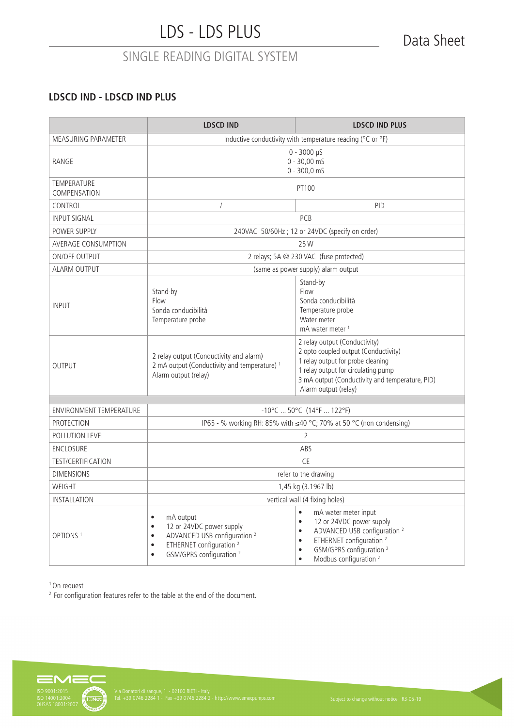# LDS - LDS PLUS

Data Sheet

## SINGLE READING DIGITAL SYSTEM

### LDSCD IND - LDSCD IND PLUS

| | LDSCD IND | LDSCD IND PLUS |
|---|---|---|
| MEASURING PARAMETER | Inductive conductivity with temperature reading (°C or °F) | |
| RANGE | 0 - 3000 µS<br>0 - 30,00 mS<br>0 - 300,0 mS | |
| TEMPERATURE COMPENSATION | PT100 | |
| CONTROL | / | PID |
| INPUT SIGNAL | PCB | |
| POWER SUPPLY | 240VAC 50/60Hz ; 12 or 24VDC (specify on order) | |
| AVERAGE CONSUMPTION | 25 W | |
| ON/OFF OUTPUT | 2 relays; 5A @ 230 VAC (fuse protected) | |
| ALARM OUTPUT | (same as power supply) alarm output | |
| INPUT | Stand-by<br>Flow<br>Sonda conducibilità<br>Temperature probe | Stand-by<br>Flow<br>Sonda conducibilità<br>Temperature probe<br>Water meter<br>mA water meter [1] |
| OUTPUT | 2 relay output (Conductivity and alarm)<br>2 mA output (Conductivity and temperature) [1]<br>Alarm output (relay) | 2 relay output (Conductivity)<br>2 opto coupled output (Conductivity)<br>1 relay output for probe cleaning<br>1 relay output for circulating pump<br>3 mA output (Conductivity and temperature, PID)<br>Alarm output (relay) |
| | | |
| ENVIRONMENT TEMPERATURE | -10°C ... 50°C (14°F ... 122°F) | |
| PROTECTION | IP65 - % working RH: 85% with ≤40 °C; 70% at 50 °C (non condensing) | |
| POLLUTION LEVEL | 2 | |
| ENCLOSURE | ABS | |
| TEST/CERTIFICATION | CE | |
| DIMENSIONS | refer to the drawing | |
| WEIGHT | 1,45 kg (3.1967 lb) | |
| INSTALLATION | vertical wall (4 fixing holes) | |
| OPTIONS [1] | • mA output<br>• 12 or 24VDC power supply<br>• ADVANCED USB configuration [2]<br>• ETHERNET configuration [2]<br>• GSM/GPRS configuration [2] | • mA water meter input<br>• 12 or 24VDC power supply<br>• ADVANCED USB configuration [2]<br>• ETHERNET configuration [2]<br>• GSM/GPRS configuration [2]<br>• Modbus configuration [2] |

[1] On request
[2] For configuration features refer to the table at the end of the document.

ISO 9001:2015
ISO 14001:2004
OHSAS 18001:2007

Via Donatori di sangue, 1 - 02100 RIETI - Italy
Tel. +39 0746 2284 1 - Fax +39 0746 2284 2 - http://www.emecpumps.com

Subject to change without notice R3-05-19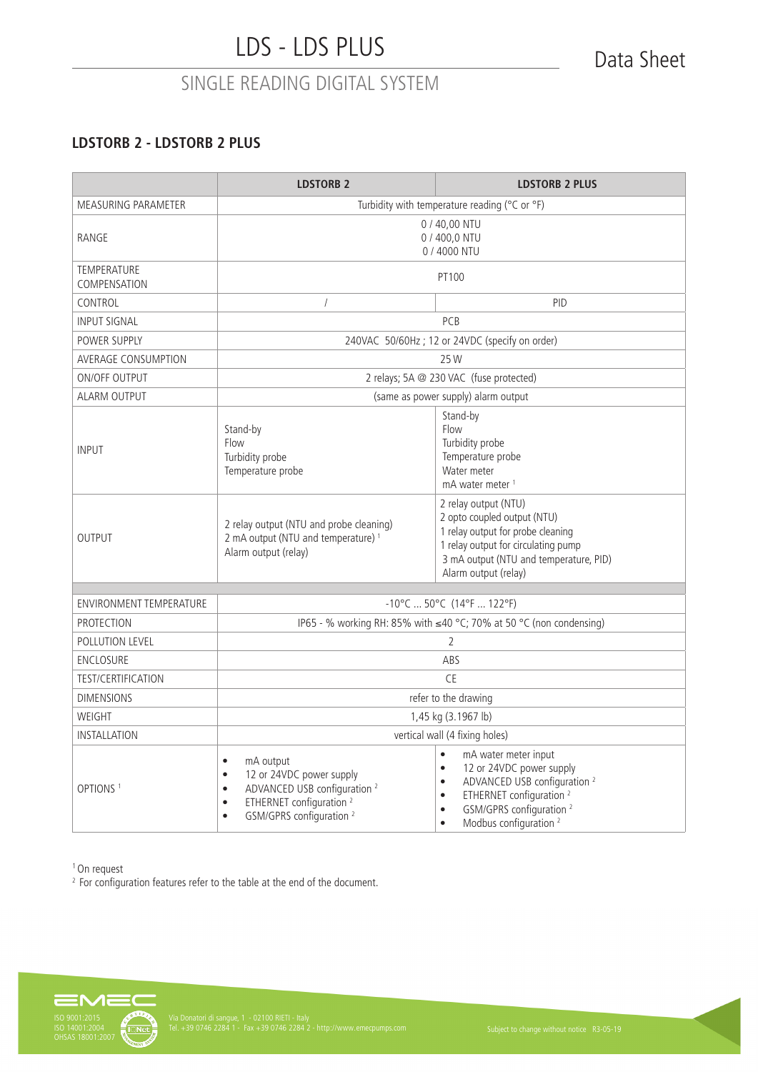# LDS - LDS PLUS

## SINGLE READING DIGITAL SYSTEM

### LDSTORB 2 - LDSTORB 2 PLUS

| | LDSTORB 2 | LDSTORB 2 PLUS |
|---|---|---|
| MEASURING PARAMETER | Turbidity with temperature reading (°C or °F) | |
| RANGE | 0 / 40,00 NTU<br>0 / 400,0 NTU<br>0 / 4000 NTU | |
| TEMPERATURE COMPENSATION | PT100 | |
| CONTROL | / | PID |
| INPUT SIGNAL | PCB | |
| POWER SUPPLY | 240VAC 50/60Hz ; 12 or 24VDC (specify on order) | |
| AVERAGE CONSUMPTION | 25 W | |
| ON/OFF OUTPUT | 2 relays; 5A @ 230 VAC (fuse protected) | |
| ALARM OUTPUT | (same as power supply) alarm output | |
| INPUT | Stand-by<br>Flow<br>Turbidity probe<br>Temperature probe | Stand-by<br>Flow<br>Turbidity probe<br>Temperature probe<br>Water meter<br>mA water meter [1] |
| OUTPUT | 2 relay output (NTU and probe cleaning)<br>2 mA output (NTU and temperature) [1]<br>Alarm output (relay) | 2 relay output (NTU)<br>2 opto coupled output (NTU)<br>1 relay output for probe cleaning<br>1 relay output for circulating pump<br>3 mA output (NTU and temperature, PID)<br>Alarm output (relay) |
| ENVIRONMENT TEMPERATURE | -10°C ... 50°C (14°F ... 122°F) | |
| PROTECTION | IP65 - % working RH: 85% with ≤40 °C; 70% at 50 °C (non condensing) | |
| POLLUTION LEVEL | 2 | |
| ENCLOSURE | ABS | |
| TEST/CERTIFICATION | CE | |
| DIMENSIONS | refer to the drawing | |
| WEIGHT | 1,45 kg (3.1967 lb) | |
| INSTALLATION | vertical wall (4 fixing holes) | |
| OPTIONS [1] | • mA output<br>• 12 or 24VDC power supply<br>• ADVANCED USB configuration [2]<br>• ETHERNET configuration [2]<br>• GSM/GPRS configuration [2] | • mA water meter input<br>• 12 or 24VDC power supply<br>• ADVANCED USB configuration [2]<br>• ETHERNET configuration [2]<br>• GSM/GPRS configuration [2]<br>• Modbus configuration [2] |

[1] On request
[2] For configuration features refer to the table at the end of the document.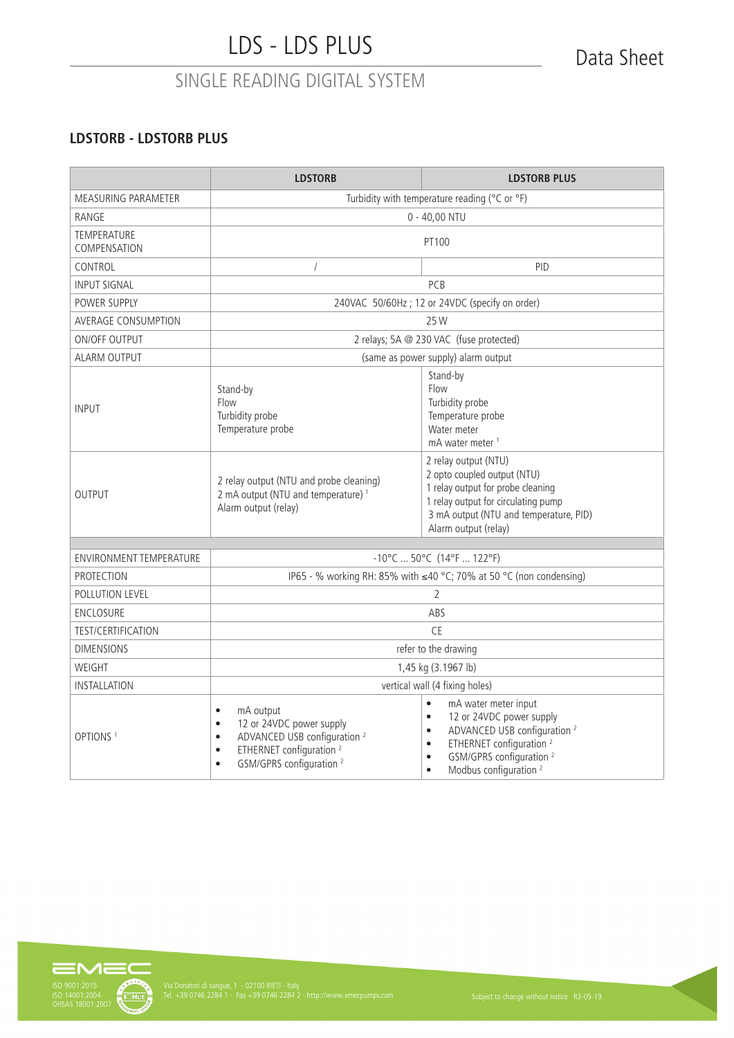# LDS - LDS PLUS

## SINGLE READING DIGITAL SYSTEM

Data Sheet

### LDSTORB - LDSTORB PLUS

| | LDSTORB | LDSTORB PLUS |
|---|---|---|
| MEASURING PARAMETER | Turbidity with temperature reading (°C or °F) | |
| RANGE | 0 - 40,00 NTU | |
| TEMPERATURE COMPENSATION | PT100 | |
| CONTROL | / | PID |
| INPUT SIGNAL | PCB | |
| POWER SUPPLY | 240VAC 50/60Hz ; 12 or 24VDC (specify on order) | |
| AVERAGE CONSUMPTION | 25 W | |
| ON/OFF OUTPUT | 2 relays; 5A @ 230 VAC (fuse protected) | |
| ALARM OUTPUT | (same as power supply) alarm output | |
| INPUT | Stand-by<br>Flow<br>Turbidity probe<br>Temperature probe | Stand-by<br>Flow<br>Turbidity probe<br>Temperature probe<br>Water meter<br>mA water meter [1] |
| OUTPUT | 2 relay output (NTU and probe cleaning)<br>2 mA output (NTU and temperature) [1]<br>Alarm output (relay) | 2 relay output (NTU)<br>2 opto coupled output (NTU)<br>1 relay output for probe cleaning<br>1 relay output for circulating pump<br>3 mA output (NTU and temperature, PID)<br>Alarm output (relay) |
| | | |
| ENVIRONMENT TEMPERATURE | -10°C ... 50°C (14°F ... 122°F) | |
| PROTECTION | IP65 - % working RH: 85% with ≤40 °C; 70% at 50 °C (non condensing) | |
| POLLUTION LEVEL | 2 | |
| ENCLOSURE | ABS | |
| TEST/CERTIFICATION | CE | |
| DIMENSIONS | refer to the drawing | |
| WEIGHT | 1,45 kg (3.1967 lb) | |
| INSTALLATION | vertical wall (4 fixing holes) | |
| OPTIONS [1] | • mA output<br>• 12 or 24VDC power supply<br>• ADVANCED USB configuration [2]<br>• ETHERNET configuration [2]<br>• GSM/GPRS configuration [2] | • mA water meter input<br>• 12 or 24VDC power supply<br>• ADVANCED USB configuration [2]<br>• ETHERNET configuration [2]<br>• GSM/GPRS configuration [2]<br>• Modbus configuration [2] |

ISO 9001:2015
ISO 14001:2004
OHSAS 18001:2007

Via Donatori di sangue, 1 - 02100 RIETI - Italy
Tel. +39 0746 2284 1 - Fax +39 0746 2284 2 - http://www.emecpumps.com

Subject to change without notice R3-05-19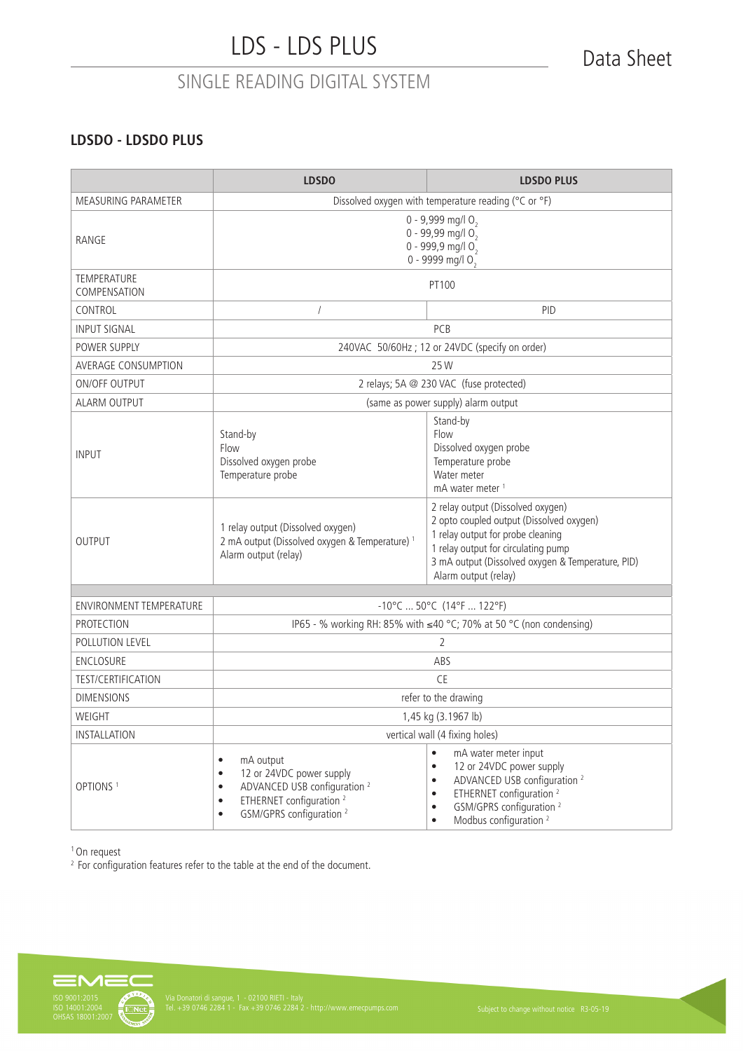## LDSDO - LDSDO PLUS

| | LDSDO | LDSDO PLUS |
|---|---|---|
| MEASURING PARAMETER | Dissolved oxygen with temperature reading (°C or °F) | |
| RANGE | 0 - 9,999 mg/l $O_2$<br>0 - 99,99 mg/l $O_2$<br>0 - 999,9 mg/l $O_2$<br>0 - 9999 mg/l $O_2$ | |
| TEMPERATURE COMPENSATION | PT100 | |
| CONTROL | / | PID |
| INPUT SIGNAL | PCB | |
| POWER SUPPLY | 240VAC 50/60Hz ; 12 or 24VDC (specify on order) | |
| AVERAGE CONSUMPTION | 25 W | |
| ON/OFF OUTPUT | 2 relays; 5A @ 230 VAC (fuse protected) | |
| ALARM OUTPUT | (same as power supply) alarm output | |
| INPUT | Stand-by<br>Flow<br>Dissolved oxygen probe<br>Temperature probe | Stand-by<br>Flow<br>Dissolved oxygen probe<br>Temperature probe<br>Water meter<br>mA water meter [1] |
| OUTPUT | 1 relay output (Dissolved oxygen)<br>2 mA output (Dissolved oxygen & Temperature) [1]<br>Alarm output (relay) | 2 relay output (Dissolved oxygen)<br>2 opto coupled output (Dissolved oxygen)<br>1 relay output for probe cleaning<br>1 relay output for circulating pump<br>3 mA output (Dissolved oxygen & Temperature, PID)<br>Alarm output (relay) |
| ENVIRONMENT TEMPERATURE | -10°C ... 50°C (14°F ... 122°F) | |
| PROTECTION | IP65 - % working RH: 85% with ≤40 °C; 70% at 50 °C (non condensing) | |
| POLLUTION LEVEL | 2 | |
| ENCLOSURE | ABS | |
| TEST/CERTIFICATION | CE | |
| DIMENSIONS | refer to the drawing | |
| WEIGHT | 1,45 kg (3.1967 lb) | |
| INSTALLATION | vertical wall (4 fixing holes) | |
| OPTIONS [1] | • mA output<br>• 12 or 24VDC power supply<br>• ADVANCED USB configuration [2]<br>• ETHERNET configuration [2]<br>• GSM/GPRS configuration [2] | • mA water meter input<br>• 12 or 24VDC power supply<br>• ADVANCED USB configuration [2]<br>• ETHERNET configuration [2]<br>• GSM/GPRS configuration [2]<br>• Modbus configuration [2] |

[1] On request

[2] For configuration features refer to the table at the end of the document.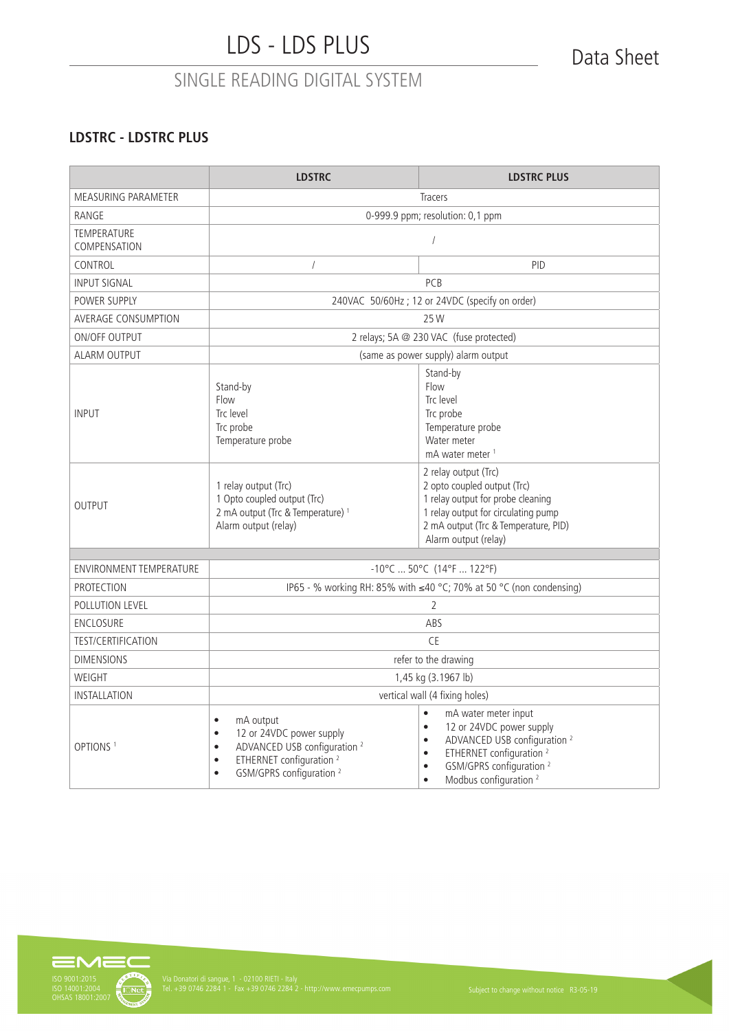# LDS - LDS PLUS

Data Sheet

## SINGLE READING DIGITAL SYSTEM

### LDSTRC - LDSTRC PLUS

| | LDSTRC | LDSTRC PLUS |
|---|---|---|
| MEASURING PARAMETER | Tracers | |
| RANGE | 0-999.9 ppm; resolution: 0,1 ppm | |
| TEMPERATURE COMPENSATION | / | |
| CONTROL | / | PID |
| INPUT SIGNAL | PCB | |
| POWER SUPPLY | 240VAC 50/60Hz ; 12 or 24VDC (specify on order) | |
| AVERAGE CONSUMPTION | 25 W | |
| ON/OFF OUTPUT | 2 relays; 5A @ 230 VAC (fuse protected) | |
| ALARM OUTPUT | (same as power supply) alarm output | |
| INPUT | Stand-by<br>Flow<br>Trc level<br>Trc probe<br>Temperature probe | Stand-by<br>Flow<br>Trc level<br>Trc probe<br>Temperature probe<br>Water meter<br>mA water meter [1] |
| OUTPUT | 1 relay output (Trc)<br>1 Opto coupled output (Trc)<br>2 mA output (Trc & Temperature) [1]<br>Alarm output (relay) | 2 relay output (Trc)<br>2 opto coupled output (Trc)<br>1 relay output for probe cleaning<br>1 relay output for circulating pump<br>2 mA output (Trc & Temperature, PID)<br>Alarm output (relay) |
| ENVIRONMENT TEMPERATURE | -10°C ... 50°C (14°F ... 122°F) | |
| PROTECTION | IP65 - % working RH: 85% with ≤40 °C; 70% at 50 °C (non condensing) | |
| POLLUTION LEVEL | 2 | |
| ENCLOSURE | ABS | |
| TEST/CERTIFICATION | CE | |
| DIMENSIONS | refer to the drawing | |
| WEIGHT | 1,45 kg (3.1967 lb) | |
| INSTALLATION | vertical wall (4 fixing holes) | |
| OPTIONS [1] | • mA output<br>• 12 or 24VDC power supply<br>• ADVANCED USB configuration [2]<br>• ETHERNET configuration [2]<br>• GSM/GPRS configuration [2] | • mA water meter input<br>• 12 or 24VDC power supply<br>• ADVANCED USB configuration [2]<br>• ETHERNET configuration [2]<br>• GSM/GPRS configuration [2]<br>• Modbus configuration [2] |

ISO 9001:2015
ISO 14001:2004
OHSAS 18001:2007

Via Donatori di sangue, 1 - 02100 RIETI - Italy
Tel. +39 0746 2284 1 - Fax +39 0746 2284 2 - http://www.emecpumps.com

Subject to change without notice R3-05-19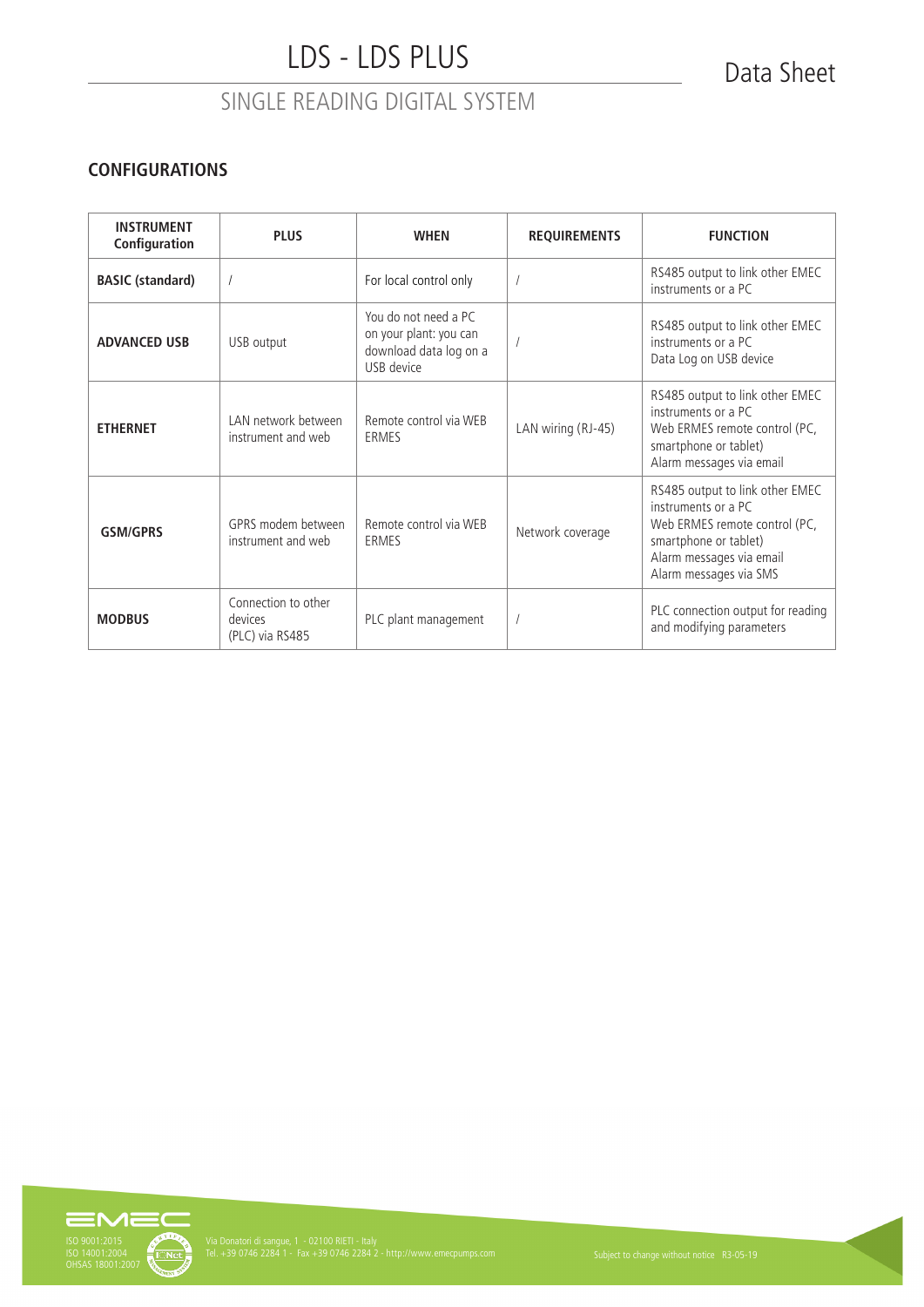## CONFIGURATIONS

| INSTRUMENT Configuration | PLUS | WHEN | REQUIREMENTS | FUNCTION |
|---|---|---|---|---|
| **BASIC (standard)** | / | For local control only | / | RS485 output to link other EMEC instruments or a PC |
| **ADVANCED USB** | USB output | You do not need a PC on your plant: you can download data log on a USB device | / | RS485 output to link other EMEC instruments or a PC<br>Data Log on USB device |
| **ETHERNET** | LAN network between instrument and web | Remote control via WEB ERMES | LAN wiring (RJ-45) | RS485 output to link other EMEC instruments or a PC<br>Web ERMES remote control (PC, smartphone or tablet)<br>Alarm messages via email |
| **GSM/GPRS** | GPRS modem between instrument and web | Remote control via WEB ERMES | Network coverage | RS485 output to link other EMEC instruments or a PC<br>Web ERMES remote control (PC, smartphone or tablet)<br>Alarm messages via email<br>Alarm messages via SMS |
| **MODBUS** | Connection to other devices (PLC) via RS485 | PLC plant management | / | PLC connection output for reading and modifying parameters |